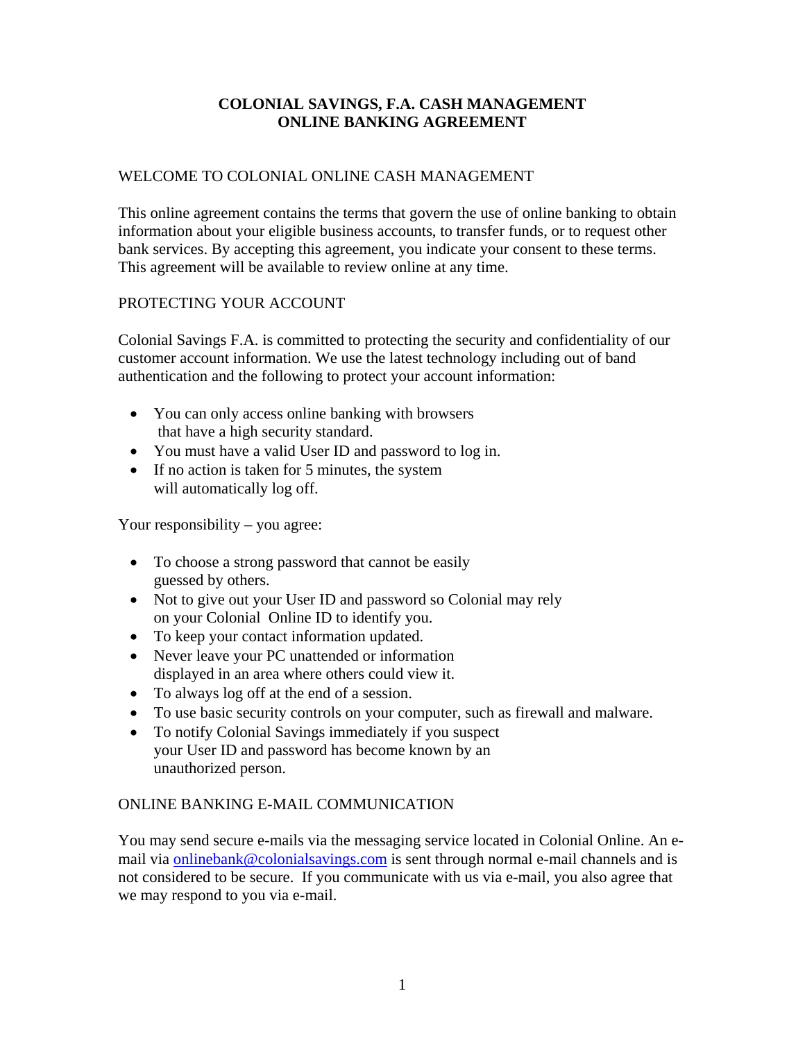# COLONIAL SAVINGS, F.A. CASH MANAGEMENT ONLINE BANKING AGREEMENT

## WELCOME TO COLONIAL ONLINE CASH MANAGEMENT

This online agreement contains the terms that govern the use of online banking to obtain information about your eligible business accounts, to transfer funds, or to request other bank services. By accepting this agreement, you indicate your consent to these terms. This agreement will be available to review online at any time.

## PROTECTING YOUR ACCOUNT

Colonial Savings F.A. is committed to protecting the security and confidentiality of our customer account information. We use the latest technology including out of band authentication and the following to protect your account information:

- You can only access online banking with browsers that have a high security standard.
- You must have a valid User ID and password to log in.
- If no action is taken for 5 minutes, the system will automatically log off.

Your responsibility – you agree:

- To choose a strong password that cannot be easily guessed by others.
- Not to give out your User ID and password so Colonial may rely on your Colonial Online ID to identify you.
- To keep your contact information updated.
- Never leave your PC unattended or information displayed in an area where others could view it.
- To always log off at the end of a session.
- To use basic security controls on your computer, such as firewall and malware.
- To notify Colonial Savings immediately if you suspect your User ID and password has become known by an unauthorized person.

## ONLINE BANKING E-MAIL COMMUNICATION

You may send secure e-mails via the messaging service located in Colonial Online. An e-mail via onlinebank@colonialsavings.com is sent through normal e-mail channels and is not considered to be secure. If you communicate with us via e-mail, you also agree that we may respond to you via e-mail.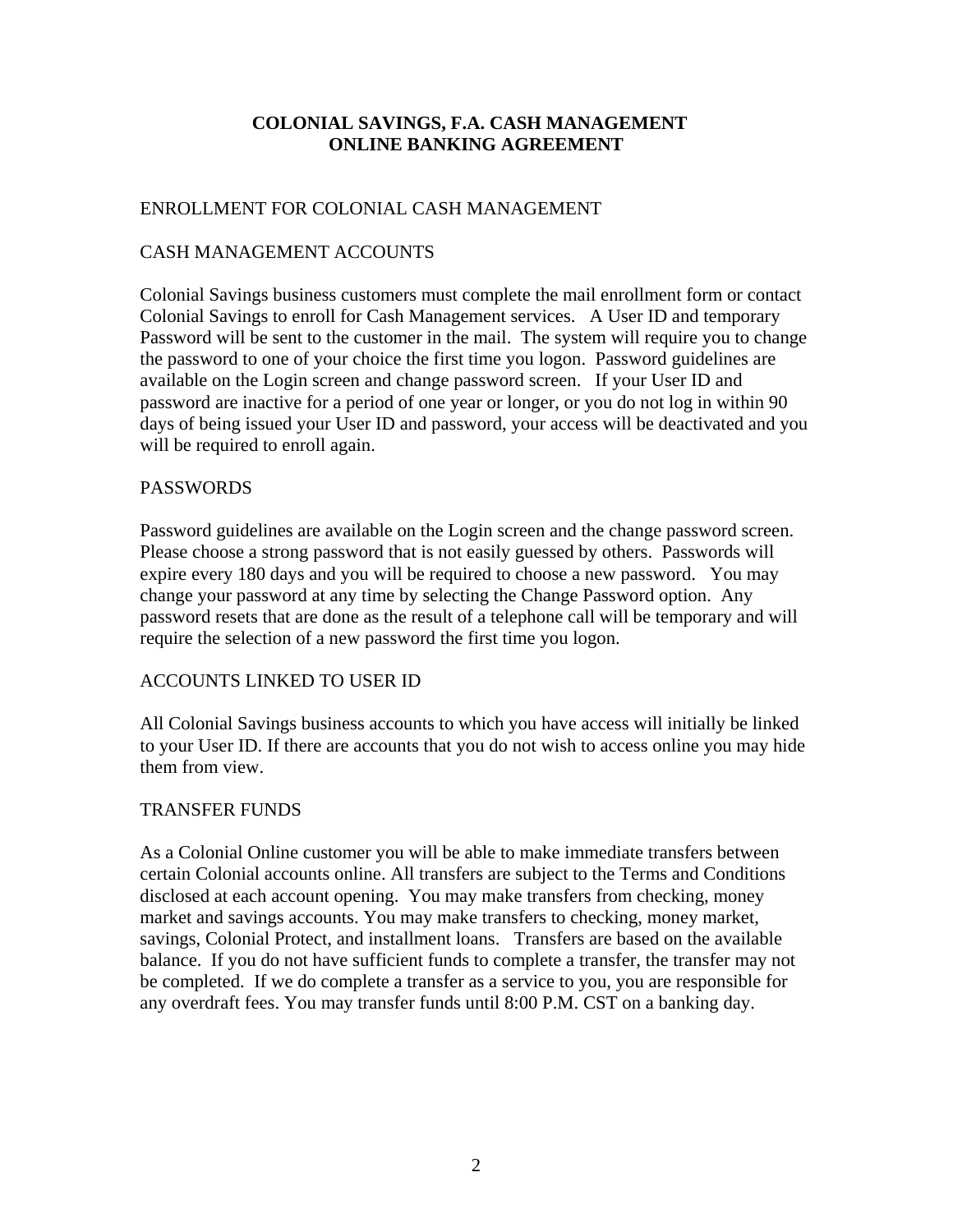# COLONIAL SAVINGS, F.A. CASH MANAGEMENT ONLINE BANKING AGREEMENT

## ENROLLMENT FOR COLONIAL CASH MANAGEMENT

## CASH MANAGEMENT ACCOUNTS

Colonial Savings business customers must complete the mail enrollment form or contact Colonial Savings to enroll for Cash Management services. A User ID and temporary Password will be sent to the customer in the mail. The system will require you to change the password to one of your choice the first time you logon. Password guidelines are available on the Login screen and change password screen. If your User ID and password are inactive for a period of one year or longer, or you do not log in within 90 days of being issued your User ID and password, your access will be deactivated and you will be required to enroll again.

## PASSWORDS

Password guidelines are available on the Login screen and the change password screen. Please choose a strong password that is not easily guessed by others. Passwords will expire every 180 days and you will be required to choose a new password. You may change your password at any time by selecting the Change Password option. Any password resets that are done as the result of a telephone call will be temporary and will require the selection of a new password the first time you logon.

## ACCOUNTS LINKED TO USER ID

All Colonial Savings business accounts to which you have access will initially be linked to your User ID. If there are accounts that you do not wish to access online you may hide them from view.

## TRANSFER FUNDS

As a Colonial Online customer you will be able to make immediate transfers between certain Colonial accounts online. All transfers are subject to the Terms and Conditions disclosed at each account opening. You may make transfers from checking, money market and savings accounts. You may make transfers to checking, money market, savings, Colonial Protect, and installment loans. Transfers are based on the available balance. If you do not have sufficient funds to complete a transfer, the transfer may not be completed. If we do complete a transfer as a service to you, you are responsible for any overdraft fees. You may transfer funds until 8:00 P.M. CST on a banking day.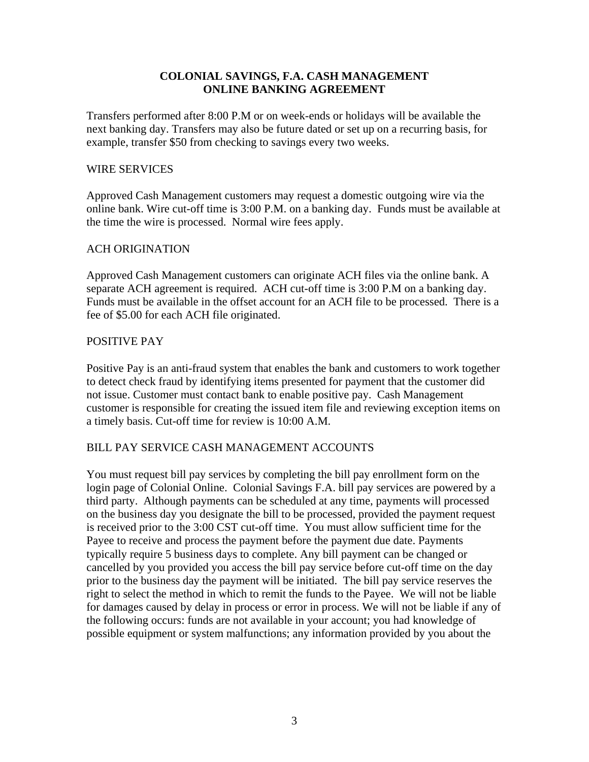**COLONIAL SAVINGS, F.A. CASH MANAGEMENT ONLINE BANKING AGREEMENT**

Transfers performed after 8:00 P.M or on week-ends or holidays will be available the next banking day. Transfers may also be future dated or set up on a recurring basis, for example, transfer $50 from checking to savings every two weeks.

## WIRE SERVICES

Approved Cash Management customers may request a domestic outgoing wire via the online bank. Wire cut-off time is 3:00 P.M. on a banking day. Funds must be available at the time the wire is processed. Normal wire fees apply.

## ACH ORIGINATION

Approved Cash Management customers can originate ACH files via the online bank. A separate ACH agreement is required. ACH cut-off time is 3:00 P.M on a banking day. Funds must be available in the offset account for an ACH file to be processed. There is a fee of $5.00 for each ACH file originated.

## POSITIVE PAY

Positive Pay is an anti-fraud system that enables the bank and customers to work together to detect check fraud by identifying items presented for payment that the customer did not issue. Customer must contact bank to enable positive pay. Cash Management customer is responsible for creating the issued item file and reviewing exception items on a timely basis. Cut-off time for review is 10:00 A.M.

## BILL PAY SERVICE CASH MANAGEMENT ACCOUNTS

You must request bill pay services by completing the bill pay enrollment form on the login page of Colonial Online. Colonial Savings F.A. bill pay services are powered by a third party. Although payments can be scheduled at any time, payments will processed on the business day you designate the bill to be processed, provided the payment request is received prior to the 3:00 CST cut-off time. You must allow sufficient time for the Payee to receive and process the payment before the payment due date. Payments typically require 5 business days to complete. Any bill payment can be changed or cancelled by you provided you access the bill pay service before cut-off time on the day prior to the business day the payment will be initiated. The bill pay service reserves the right to select the method in which to remit the funds to the Payee. We will not be liable for damages caused by delay in process or error in process. We will not be liable if any of the following occurs: funds are not available in your account; you had knowledge of possible equipment or system malfunctions; any information provided by you about the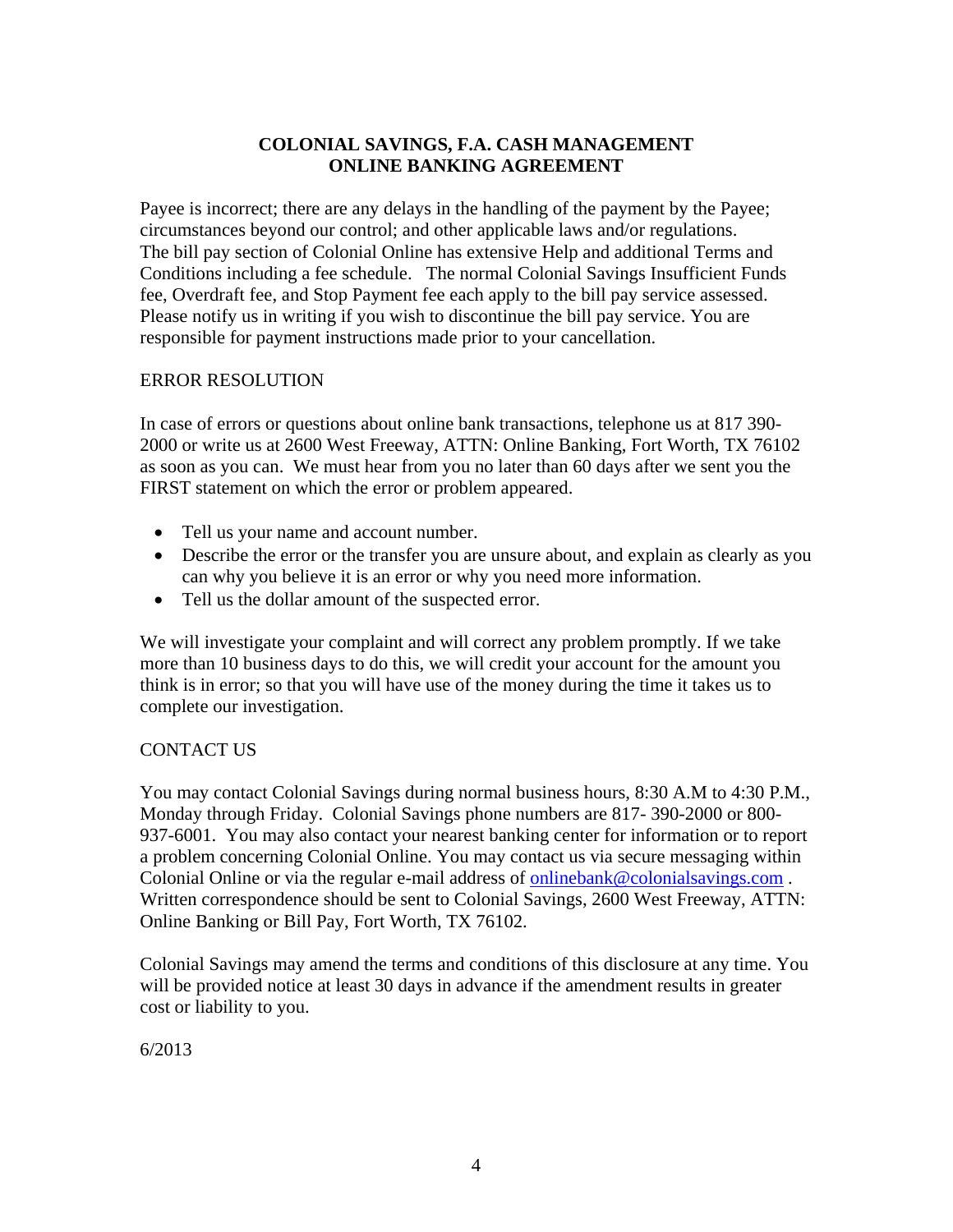Payee is incorrect; there are any delays in the handling of the payment by the Payee; circumstances beyond our control; and other applicable laws and/or regulations. The bill pay section of Colonial Online has extensive Help and additional Terms and Conditions including a fee schedule. The normal Colonial Savings Insufficient Funds fee, Overdraft fee, and Stop Payment fee each apply to the bill pay service assessed. Please notify us in writing if you wish to discontinue the bill pay service. You are responsible for payment instructions made prior to your cancellation.

## ERROR RESOLUTION

In case of errors or questions about online bank transactions, telephone us at 817 390-2000 or write us at 2600 West Freeway, ATTN: Online Banking, Fort Worth, TX 76102 as soon as you can. We must hear from you no later than 60 days after we sent you the FIRST statement on which the error or problem appeared.

- Tell us your name and account number.
- Describe the error or the transfer you are unsure about, and explain as clearly as you can why you believe it is an error or why you need more information.
- Tell us the dollar amount of the suspected error.

We will investigate your complaint and will correct any problem promptly. If we take more than 10 business days to do this, we will credit your account for the amount you think is in error; so that you will have use of the money during the time it takes us to complete our investigation.

## CONTACT US

You may contact Colonial Savings during normal business hours, 8:30 A.M to 4:30 P.M., Monday through Friday. Colonial Savings phone numbers are 817- 390-2000 or 800-937-6001. You may also contact your nearest banking center for information or to report a problem concerning Colonial Online. You may contact us via secure messaging within Colonial Online or via the regular e-mail address of onlinebank@colonialsavings.com . Written correspondence should be sent to Colonial Savings, 2600 West Freeway, ATTN: Online Banking or Bill Pay, Fort Worth, TX 76102.

Colonial Savings may amend the terms and conditions of this disclosure at any time. You will be provided notice at least 30 days in advance if the amendment results in greater cost or liability to you.

6/2013